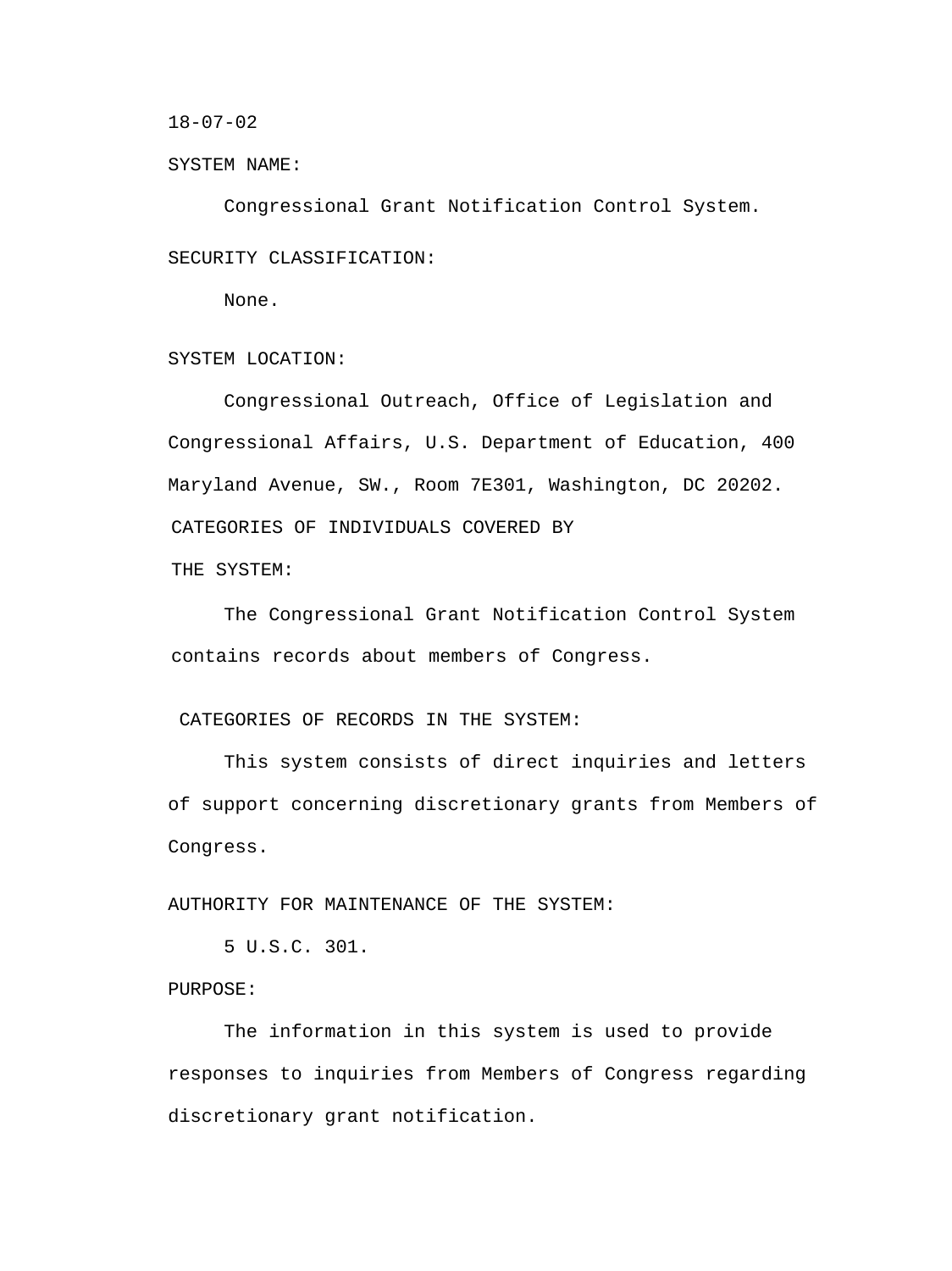18-07-02

SYSTEM NAME:

Congressional Grant Notification Control System.

SECURITY CLASSIFICATION:

None.

SYSTEM LOCATION:

Congressional Outreach, Office of Legislation and Congressional Affairs, U.S. Department of Education, 400 Maryland Avenue, SW., Room 7E301, Washington, DC 20202.

CATEGORIES OF INDIVIDUALS COVERED BY THE SYSTEM:

The Congressional Grant Notification Control System contains records about members of Congress.

CATEGORIES OF RECORDS IN THE SYSTEM:

This system consists of direct inquiries and letters of support concerning discretionary grants from Members of Congress.

AUTHORITY FOR MAINTENANCE OF THE SYSTEM:

5 U.S.C. 301.

PURPOSE:

The information in this system is used to provide responses to inquiries from Members of Congress regarding discretionary grant notification.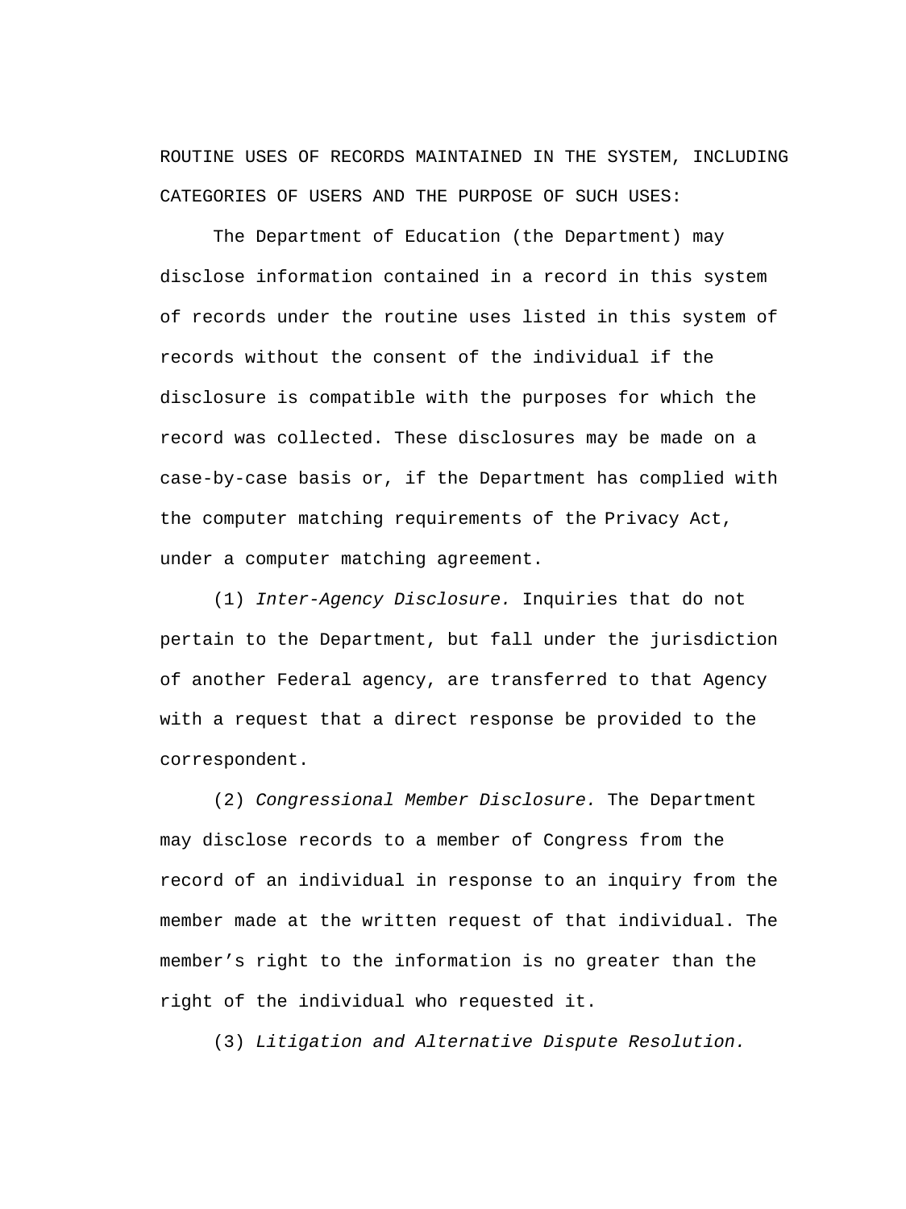ROUTINE USES OF RECORDS MAINTAINED IN THE SYSTEM, INCLUDING CATEGORIES OF USERS AND THE PURPOSE OF SUCH USES:

The Department of Education (the Department) may disclose information contained in a record in this system of records under the routine uses listed in this system of records without the consent of the individual if the disclosure is compatible with the purposes for which the record was collected. These disclosures may be made on a case-by-case basis or, if the Department has complied with the computer matching requirements of the Privacy Act, under a computer matching agreement.

(1) *Inter-Agency Disclosure.* Inquiries that do not pertain to the Department, but fall under the jurisdiction of another Federal agency, are transferred to that Agency with a request that a direct response be provided to the correspondent.

(2) *Congressional Member Disclosure.* The Department may disclose records to a member of Congress from the record of an individual in response to an inquiry from the member made at the written request of that individual. The member's right to the information is no greater than the right of the individual who requested it.

(3) *Litigation and Alternative Dispute Resolution.*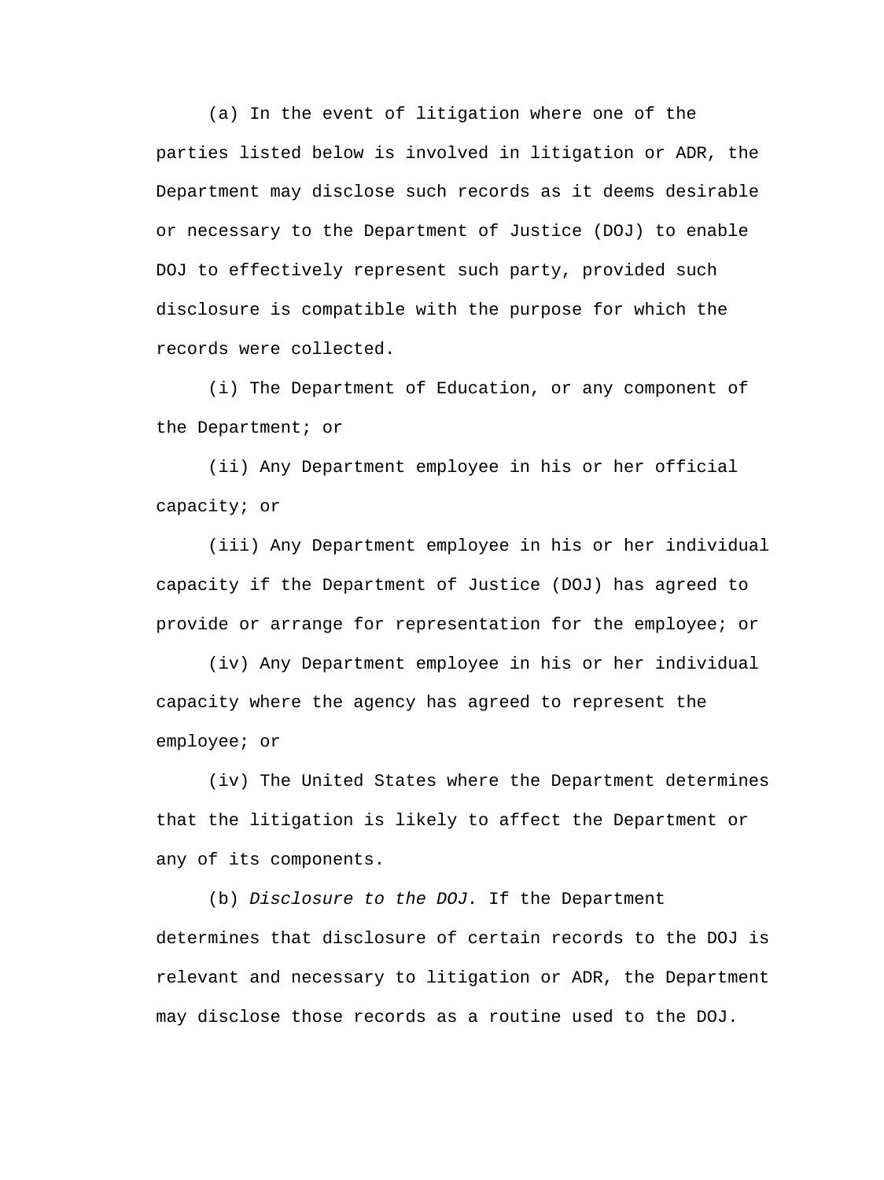(a) In the event of litigation where one of the parties listed below is involved in litigation or ADR, the Department may disclose such records as it deems desirable or necessary to the Department of Justice (DOJ) to enable DOJ to effectively represent such party, provided such disclosure is compatible with the purpose for which the records were collected.

(i) The Department of Education, or any component of the Department; or

(ii) Any Department employee in his or her official capacity; or

(iii) Any Department employee in his or her individual capacity if the Department of Justice (DOJ) has agreed to provide or arrange for representation for the employee; or

(iv) Any Department employee in his or her individual capacity where the agency has agreed to represent the employee; or

(iv) The United States where the Department determines that the litigation is likely to affect the Department or any of its components.

(b) *Disclosure to the DOJ.* If the Department determines that disclosure of certain records to the DOJ is relevant and necessary to litigation or ADR, the Department may disclose those records as a routine used to the DOJ.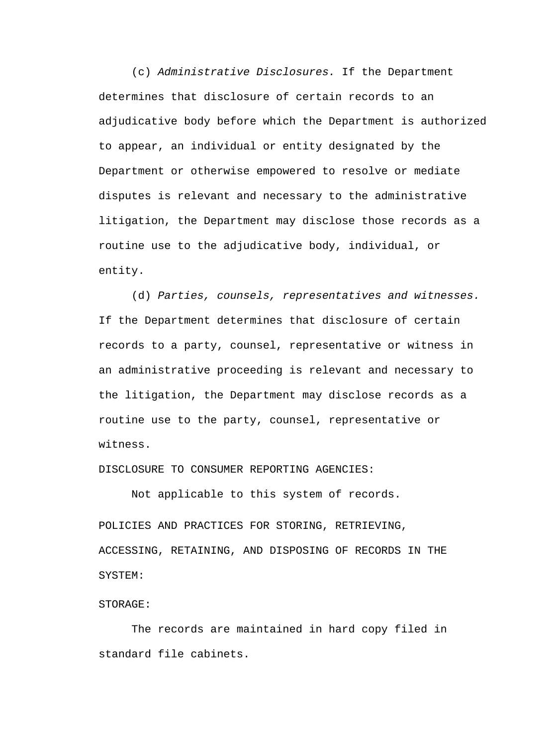(c) *Administrative Disclosures.* If the Department determines that disclosure of certain records to an adjudicative body before which the Department is authorized to appear, an individual or entity designated by the Department or otherwise empowered to resolve or mediate disputes is relevant and necessary to the administrative litigation, the Department may disclose those records as a routine use to the adjudicative body, individual, or entity.

(d) *Parties, counsels, representatives and witnesses.* If the Department determines that disclosure of certain records to a party, counsel, representative or witness in an administrative proceeding is relevant and necessary to the litigation, the Department may disclose records as a routine use to the party, counsel, representative or witness.

DISCLOSURE TO CONSUMER REPORTING AGENCIES:

Not applicable to this system of records.

POLICIES AND PRACTICES FOR STORING, RETRIEVING, ACCESSING, RETAINING, AND DISPOSING OF RECORDS IN THE SYSTEM:

STORAGE:

The records are maintained in hard copy filed in standard file cabinets.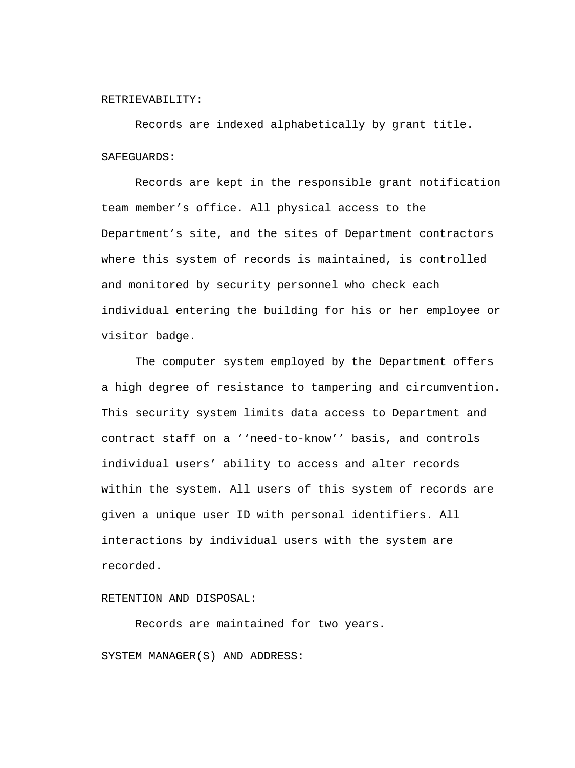RETRIEVABILITY:

Records are indexed alphabetically by grant title.

SAFEGUARDS:

Records are kept in the responsible grant notification team member’s office. All physical access to the Department’s site, and the sites of Department contractors where this system of records is maintained, is controlled and monitored by security personnel who check each individual entering the building for his or her employee or visitor badge.

The computer system employed by the Department offers a high degree of resistance to tampering and circumvention. This security system limits data access to Department and contract staff on a ‘‘need-to-know’’ basis, and controls individual users’ ability to access and alter records within the system. All users of this system of records are given a unique user ID with personal identifiers. All interactions by individual users with the system are recorded.

RETENTION AND DISPOSAL:

Records are maintained for two years.

SYSTEM MANAGER(S) AND ADDRESS: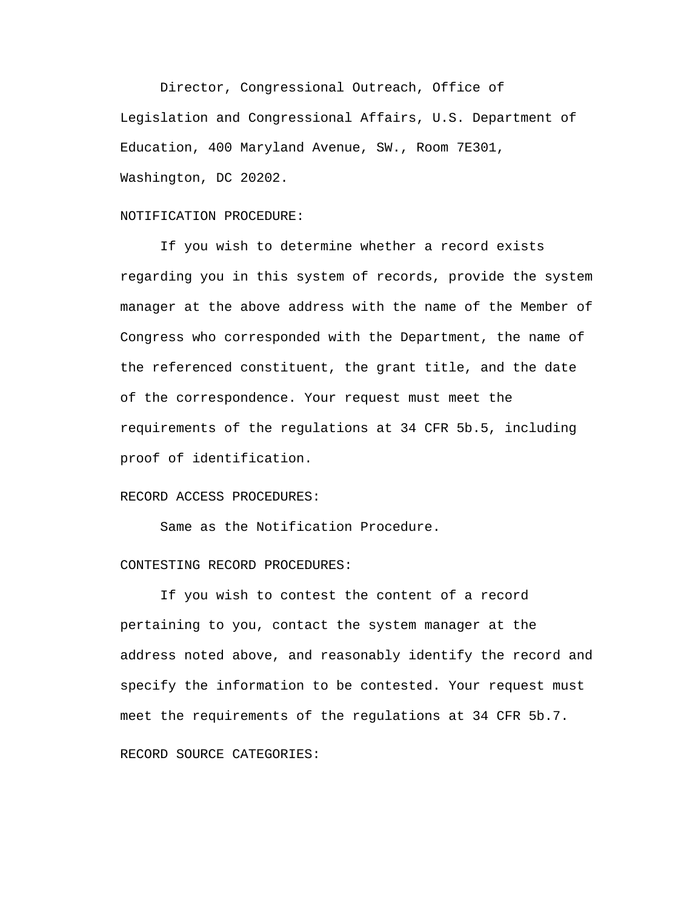Director, Congressional Outreach, Office of Legislation and Congressional Affairs, U.S. Department of Education, 400 Maryland Avenue, SW., Room 7E301, Washington, DC 20202.

NOTIFICATION PROCEDURE:

If you wish to determine whether a record exists regarding you in this system of records, provide the system manager at the above address with the name of the Member of Congress who corresponded with the Department, the name of the referenced constituent, the grant title, and the date of the correspondence. Your request must meet the requirements of the regulations at 34 CFR 5b.5, including proof of identification.

RECORD ACCESS PROCEDURES:

Same as the Notification Procedure.

CONTESTING RECORD PROCEDURES:

If you wish to contest the content of a record pertaining to you, contact the system manager at the address noted above, and reasonably identify the record and specify the information to be contested. Your request must meet the requirements of the regulations at 34 CFR 5b.7.

RECORD SOURCE CATEGORIES: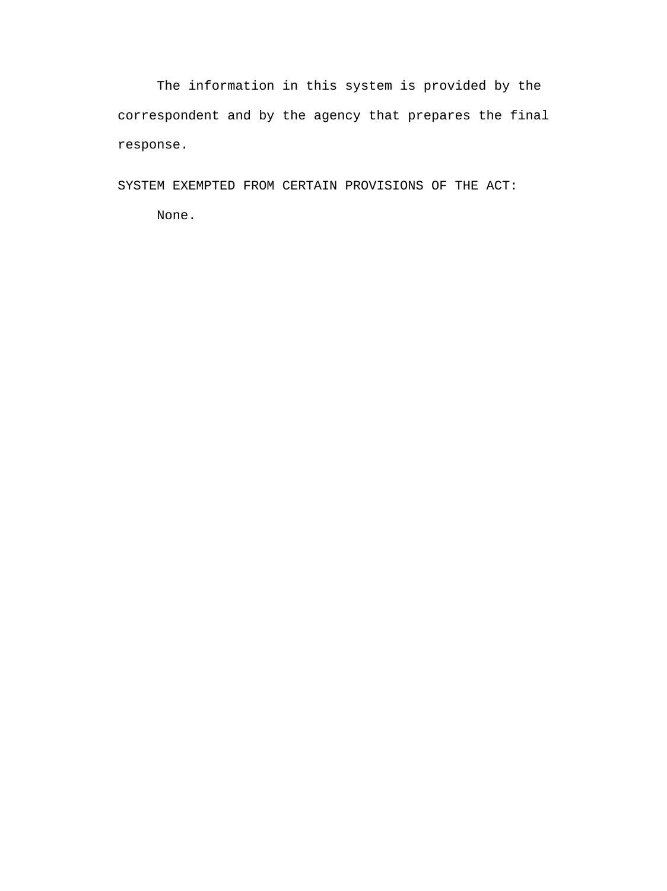The information in this system is provided by the correspondent and by the agency that prepares the final response.

SYSTEM EXEMPTED FROM CERTAIN PROVISIONS OF THE ACT:

None.